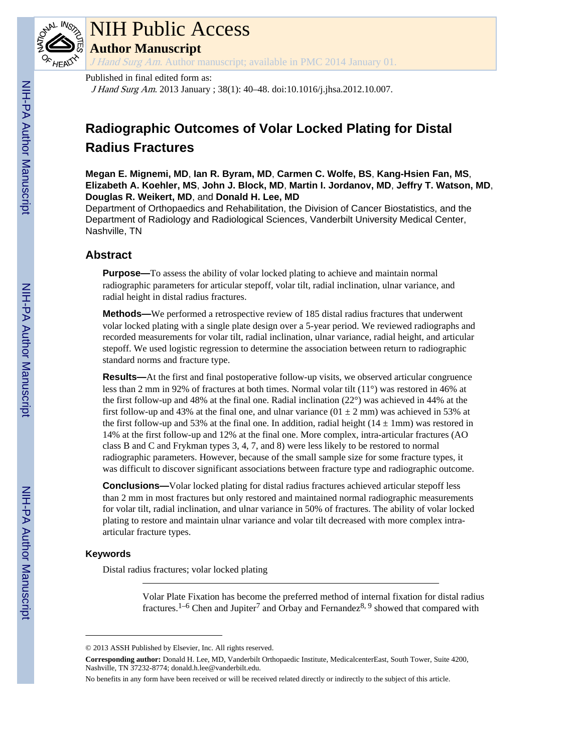# NIH Public Access

## Author Manuscript

*J Hand Surg Am*. Author manuscript; available in PMC 2014 January 01.

Published in final edited form as:

*J Hand Surg Am*. 2013 January ; 38(1): 40–48. doi:10.1016/j.jhsa.2012.10.007.

# Radiographic Outcomes of Volar Locked Plating for Distal Radius Fractures

**Megan E. Mignemi, MD**, **Ian R. Byram, MD**, **Carmen C. Wolfe, BS**, **Kang-Hsien Fan, MS**, **Elizabeth A. Koehler, MS**, **John J. Block, MD**, **Martin I. Jordanov, MD**, **Jeffry T. Watson, MD**, **Douglas R. Weikert, MD**, and **Donald H. Lee, MD**

Department of Orthopaedics and Rehabilitation, the Division of Cancer Biostatistics, and the Department of Radiology and Radiological Sciences, Vanderbilt University Medical Center, Nashville, TN

## Abstract

**Purpose—**To assess the ability of volar locked plating to achieve and maintain normal radiographic parameters for articular stepoff, volar tilt, radial inclination, ulnar variance, and radial height in distal radius fractures.

**Methods—**We performed a retrospective review of 185 distal radius fractures that underwent volar locked plating with a single plate design over a 5-year period. We reviewed radiographs and recorded measurements for volar tilt, radial inclination, ulnar variance, radial height, and articular stepoff. We used logistic regression to determine the association between return to radiographic standard norms and fracture type.

**Results—**At the first and final postoperative follow-up visits, we observed articular congruence less than 2 mm in 92% of fractures at both times. Normal volar tilt (11°) was restored in 46% at the first follow-up and 48% at the final one. Radial inclination (22°) was achieved in 44% at the first follow-up and 43% at the final one, and ulnar variance (01 ± 2 mm) was achieved in 53% at the first follow-up and 53% at the final one. In addition, radial height (14 ± 1mm) was restored in 14% at the first follow-up and 12% at the final one. More complex, intra-articular fractures (AO class B and C and Frykman types 3, 4, 7, and 8) were less likely to be restored to normal radiographic parameters. However, because of the small sample size for some fracture types, it was difficult to discover significant associations between fracture type and radiographic outcome.

**Conclusions—**Volar locked plating for distal radius fractures achieved articular stepoff less than 2 mm in most fractures but only restored and maintained normal radiographic measurements for volar tilt, radial inclination, and ulnar variance in 50% of fractures. The ability of volar locked plating to restore and maintain ulnar variance and volar tilt decreased with more complex intra-articular fracture types.

### Keywords

Distal radius fractures; volar locked plating

---

Volar Plate Fixation has become the preferred method of internal fixation for distal radius fractures.[1–6] Chen and Jupiter[7] and Orbay and Fernandez[8, 9] showed that compared with

---

© 2013 ASSH Published by Elsevier, Inc. All rights reserved.

**Corresponding author:** Donald H. Lee, MD, Vanderbilt Orthopaedic Institute, MedicalcenterEast, South Tower, Suite 4200, Nashville, TN 37232-8774; donald.h.lee@vanderbilt.edu.

No benefits in any form have been received or will be received related directly or indirectly to the subject of this article.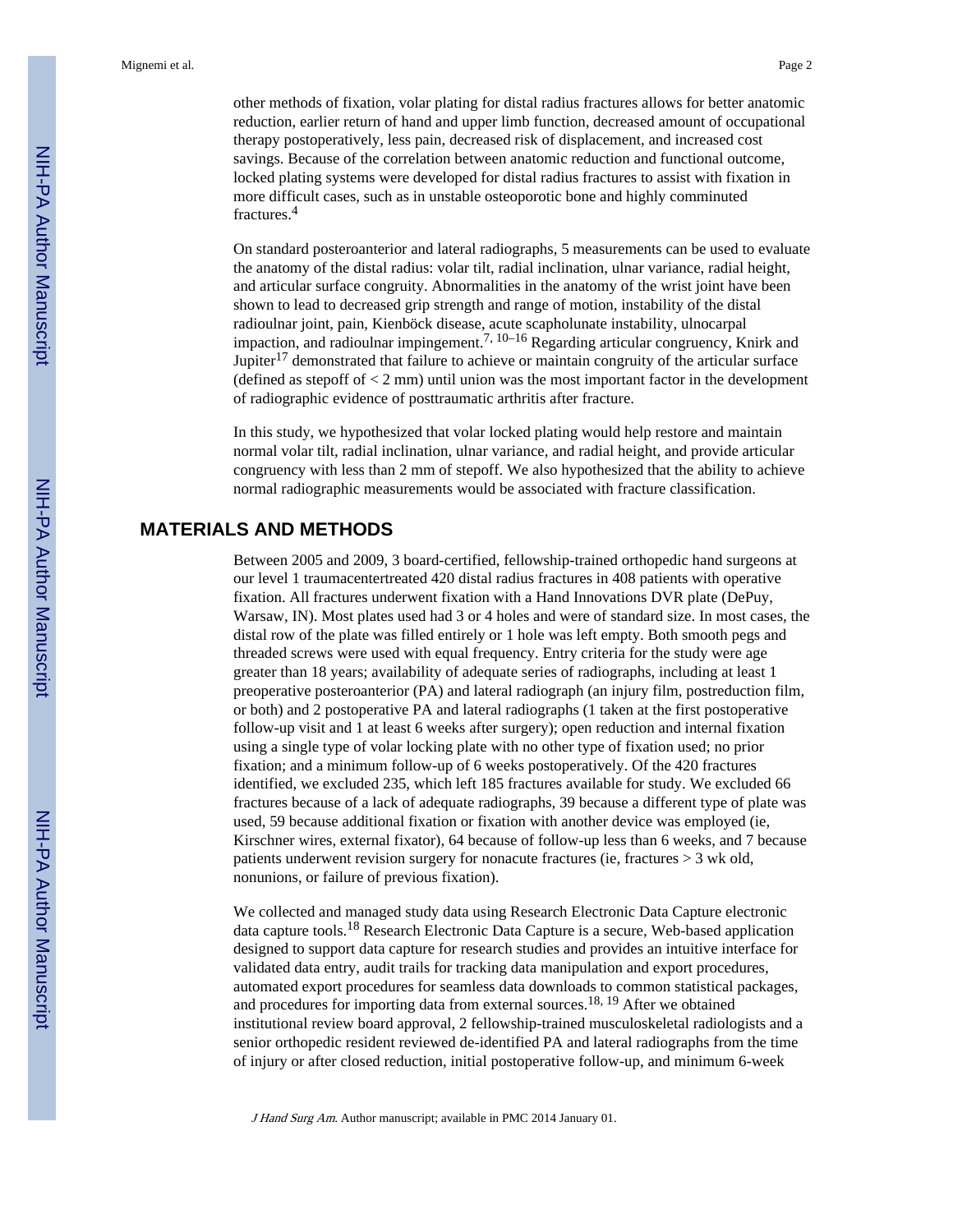other methods of fixation, volar plating for distal radius fractures allows for better anatomic reduction, earlier return of hand and upper limb function, decreased amount of occupational therapy postoperatively, less pain, decreased risk of displacement, and increased cost savings. Because of the correlation between anatomic reduction and functional outcome, locked plating systems were developed for distal radius fractures to assist with fixation in more difficult cases, such as in unstable osteoporotic bone and highly comminuted fractures.[4]

On standard posteroanterior and lateral radiographs, 5 measurements can be used to evaluate the anatomy of the distal radius: volar tilt, radial inclination, ulnar variance, radial height, and articular surface congruity. Abnormalities in the anatomy of the wrist joint have been shown to lead to decreased grip strength and range of motion, instability of the distal radioulnar joint, pain, Kienböck disease, acute scapholunate instability, ulnocarpal impaction, and radioulnar impingement.[7, 10–16] Regarding articular congruency, Knirk and Jupiter[17] demonstrated that failure to achieve or maintain congruity of the articular surface (defined as stepoff of < 2 mm) until union was the most important factor in the development of radiographic evidence of posttraumatic arthritis after fracture.

In this study, we hypothesized that volar locked plating would help restore and maintain normal volar tilt, radial inclination, ulnar variance, and radial height, and provide articular congruency with less than 2 mm of stepoff. We also hypothesized that the ability to achieve normal radiographic measurements would be associated with fracture classification.

## MATERIALS AND METHODS

Between 2005 and 2009, 3 board-certified, fellowship-trained orthopedic hand surgeons at our level 1 traumacentertreated 420 distal radius fractures in 408 patients with operative fixation. All fractures underwent fixation with a Hand Innovations DVR plate (DePuy, Warsaw, IN). Most plates used had 3 or 4 holes and were of standard size. In most cases, the distal row of the plate was filled entirely or 1 hole was left empty. Both smooth pegs and threaded screws were used with equal frequency. Entry criteria for the study were age greater than 18 years; availability of adequate series of radiographs, including at least 1 preoperative posteroanterior (PA) and lateral radiograph (an injury film, postreduction film, or both) and 2 postoperative PA and lateral radiographs (1 taken at the first postoperative follow-up visit and 1 at least 6 weeks after surgery); open reduction and internal fixation using a single type of volar locking plate with no other type of fixation used; no prior fixation; and a minimum follow-up of 6 weeks postoperatively. Of the 420 fractures identified, we excluded 235, which left 185 fractures available for study. We excluded 66 fractures because of a lack of adequate radiographs, 39 because a different type of plate was used, 59 because additional fixation or fixation with another device was employed (ie, Kirschner wires, external fixator), 64 because of follow-up less than 6 weeks, and 7 because patients underwent revision surgery for nonacute fractures (ie, fractures > 3 wk old, nonunions, or failure of previous fixation).

We collected and managed study data using Research Electronic Data Capture electronic data capture tools.[18] Research Electronic Data Capture is a secure, Web-based application designed to support data capture for research studies and provides an intuitive interface for validated data entry, audit trails for tracking data manipulation and export procedures, automated export procedures for seamless data downloads to common statistical packages, and procedures for importing data from external sources.[18, 19] After we obtained institutional review board approval, 2 fellowship-trained musculoskeletal radiologists and a senior orthopedic resident reviewed de-identified PA and lateral radiographs from the time of injury or after closed reduction, initial postoperative follow-up, and minimum 6-week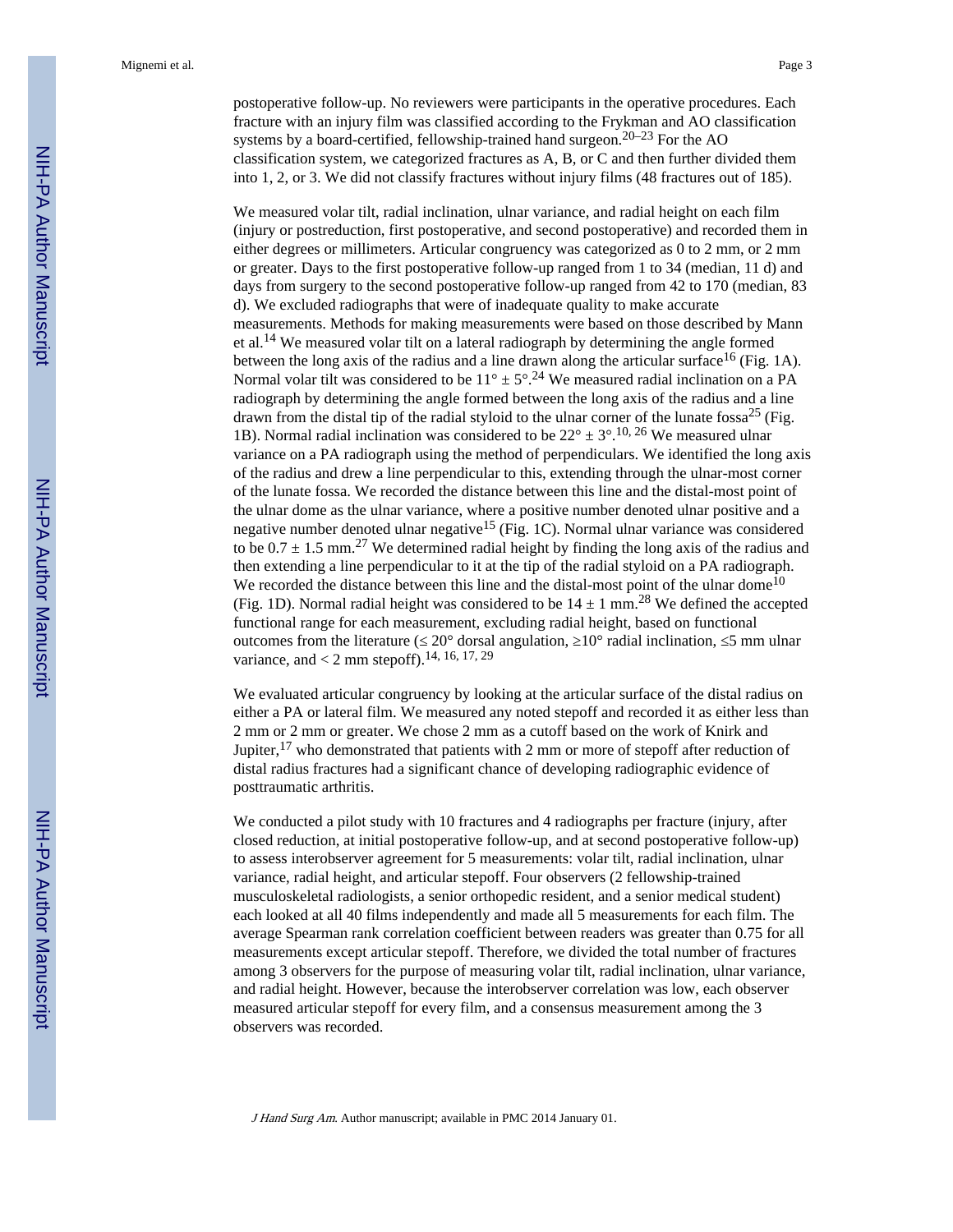postoperative follow-up. No reviewers were participants in the operative procedures. Each fracture with an injury film was classified according to the Frykman and AO classification systems by a board-certified, fellowship-trained hand surgeon.[20–23] For the AO classification system, we categorized fractures as A, B, or C and then further divided them into 1, 2, or 3. We did not classify fractures without injury films (48 fractures out of 185).

We measured volar tilt, radial inclination, ulnar variance, and radial height on each film (injury or postreduction, first postoperative, and second postoperative) and recorded them in either degrees or millimeters. Articular congruency was categorized as 0 to 2 mm, or 2 mm or greater. Days to the first postoperative follow-up ranged from 1 to 34 (median, 11 d) and days from surgery to the second postoperative follow-up ranged from 42 to 170 (median, 83 d). We excluded radiographs that were of inadequate quality to make accurate measurements. Methods for making measurements were based on those described by Mann et al.[14] We measured volar tilt on a lateral radiograph by determining the angle formed between the long axis of the radius and a line drawn along the articular surface[16] (Fig. 1A). Normal volar tilt was considered to be $11° \pm 5°$.[24] We measured radial inclination on a PA radiograph by determining the angle formed between the long axis of the radius and a line drawn from the distal tip of the radial styloid to the ulnar corner of the lunate fossa[25] (Fig. 1B). Normal radial inclination was considered to be $22° \pm 3°$.[10, 26] We measured ulnar variance on a PA radiograph using the method of perpendiculars. We identified the long axis of the radius and drew a line perpendicular to this, extending through the ulnar-most corner of the lunate fossa. We recorded the distance between this line and the distal-most point of the ulnar dome as the ulnar variance, where a positive number denoted ulnar positive and a negative number denoted ulnar negative[15] (Fig. 1C). Normal ulnar variance was considered to be $0.7 \pm 1.5$ mm.[27] We determined radial height by finding the long axis of the radius and then extending a line perpendicular to it at the tip of the radial styloid on a PA radiograph. We recorded the distance between this line and the distal-most point of the ulnar dome[10] (Fig. 1D). Normal radial height was considered to be $14 \pm 1$ mm.[28] We defined the accepted functional range for each measurement, excluding radial height, based on functional outcomes from the literature ($\leq 20°$ dorsal angulation, $\geq 10°$ radial inclination, $\leq 5$ mm ulnar variance, and $< 2$ mm stepoff).[14, 16, 17, 29]

We evaluated articular congruency by looking at the articular surface of the distal radius on either a PA or lateral film. We measured any noted stepoff and recorded it as either less than 2 mm or 2 mm or greater. We chose 2 mm as a cutoff based on the work of Knirk and Jupiter,[17] who demonstrated that patients with 2 mm or more of stepoff after reduction of distal radius fractures had a significant chance of developing radiographic evidence of posttraumatic arthritis.

We conducted a pilot study with 10 fractures and 4 radiographs per fracture (injury, after closed reduction, at initial postoperative follow-up, and at second postoperative follow-up) to assess interobserver agreement for 5 measurements: volar tilt, radial inclination, ulnar variance, radial height, and articular stepoff. Four observers (2 fellowship-trained musculoskeletal radiologists, a senior orthopedic resident, and a senior medical student) each looked at all 40 films independently and made all 5 measurements for each film. The average Spearman rank correlation coefficient between readers was greater than 0.75 for all measurements except articular stepoff. Therefore, we divided the total number of fractures among 3 observers for the purpose of measuring volar tilt, radial inclination, ulnar variance, and radial height. However, because the interobserver correlation was low, each observer measured articular stepoff for every film, and a consensus measurement among the 3 observers was recorded.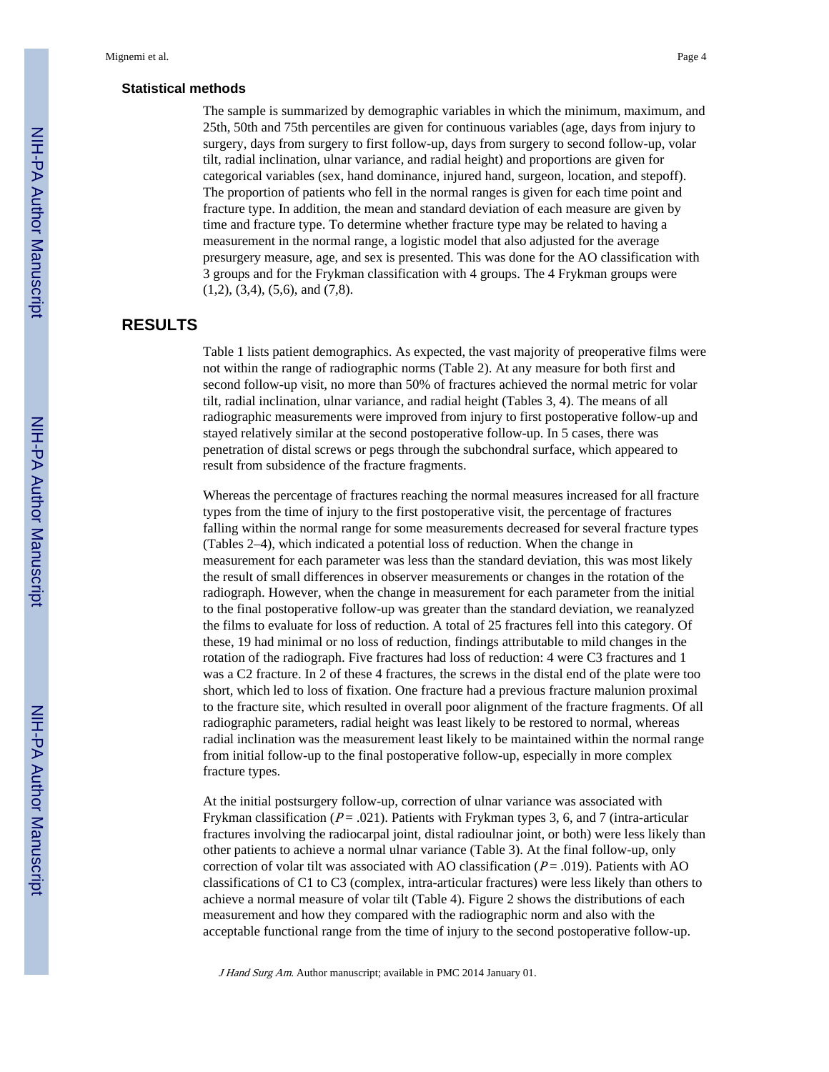### Statistical methods

The sample is summarized by demographic variables in which the minimum, maximum, and 25th, 50th and 75th percentiles are given for continuous variables (age, days from injury to surgery, days from surgery to first follow-up, days from surgery to second follow-up, volar tilt, radial inclination, ulnar variance, and radial height) and proportions are given for categorical variables (sex, hand dominance, injured hand, surgeon, location, and stepoff). The proportion of patients who fell in the normal ranges is given for each time point and fracture type. In addition, the mean and standard deviation of each measure are given by time and fracture type. To determine whether fracture type may be related to having a measurement in the normal range, a logistic model that also adjusted for the average presurgery measure, age, and sex is presented. This was done for the AO classification with 3 groups and for the Frykman classification with 4 groups. The 4 Frykman groups were (1,2), (3,4), (5,6), and (7,8).

## RESULTS

Table 1 lists patient demographics. As expected, the vast majority of preoperative films were not within the range of radiographic norms (Table 2). At any measure for both first and second follow-up visit, no more than 50% of fractures achieved the normal metric for volar tilt, radial inclination, ulnar variance, and radial height (Tables 3, 4). The means of all radiographic measurements were improved from injury to first postoperative follow-up and stayed relatively similar at the second postoperative follow-up. In 5 cases, there was penetration of distal screws or pegs through the subchondral surface, which appeared to result from subsidence of the fracture fragments.

Whereas the percentage of fractures reaching the normal measures increased for all fracture types from the time of injury to the first postoperative visit, the percentage of fractures falling within the normal range for some measurements decreased for several fracture types (Tables 2–4), which indicated a potential loss of reduction. When the change in measurement for each parameter was less than the standard deviation, this was most likely the result of small differences in observer measurements or changes in the rotation of the radiograph. However, when the change in measurement for each parameter from the initial to the final postoperative follow-up was greater than the standard deviation, we reanalyzed the films to evaluate for loss of reduction. A total of 25 fractures fell into this category. Of these, 19 had minimal or no loss of reduction, findings attributable to mild changes in the rotation of the radiograph. Five fractures had loss of reduction: 4 were C3 fractures and 1 was a C2 fracture. In 2 of these 4 fractures, the screws in the distal end of the plate were too short, which led to loss of fixation. One fracture had a previous fracture malunion proximal to the fracture site, which resulted in overall poor alignment of the fracture fragments. Of all radiographic parameters, radial height was least likely to be restored to normal, whereas radial inclination was the measurement least likely to be maintained within the normal range from initial follow-up to the final postoperative follow-up, especially in more complex fracture types.

At the initial postsurgery follow-up, correction of ulnar variance was associated with Frykman classification ($P = .021$). Patients with Frykman types 3, 6, and 7 (intra-articular fractures involving the radiocarpal joint, distal radioulnar joint, or both) were less likely than other patients to achieve a normal ulnar variance (Table 3). At the final follow-up, only correction of volar tilt was associated with AO classification ($P = .019$). Patients with AO classifications of C1 to C3 (complex, intra-articular fractures) were less likely than others to achieve a normal measure of volar tilt (Table 4). Figure 2 shows the distributions of each measurement and how they compared with the radiographic norm and also with the acceptable functional range from the time of injury to the second postoperative follow-up.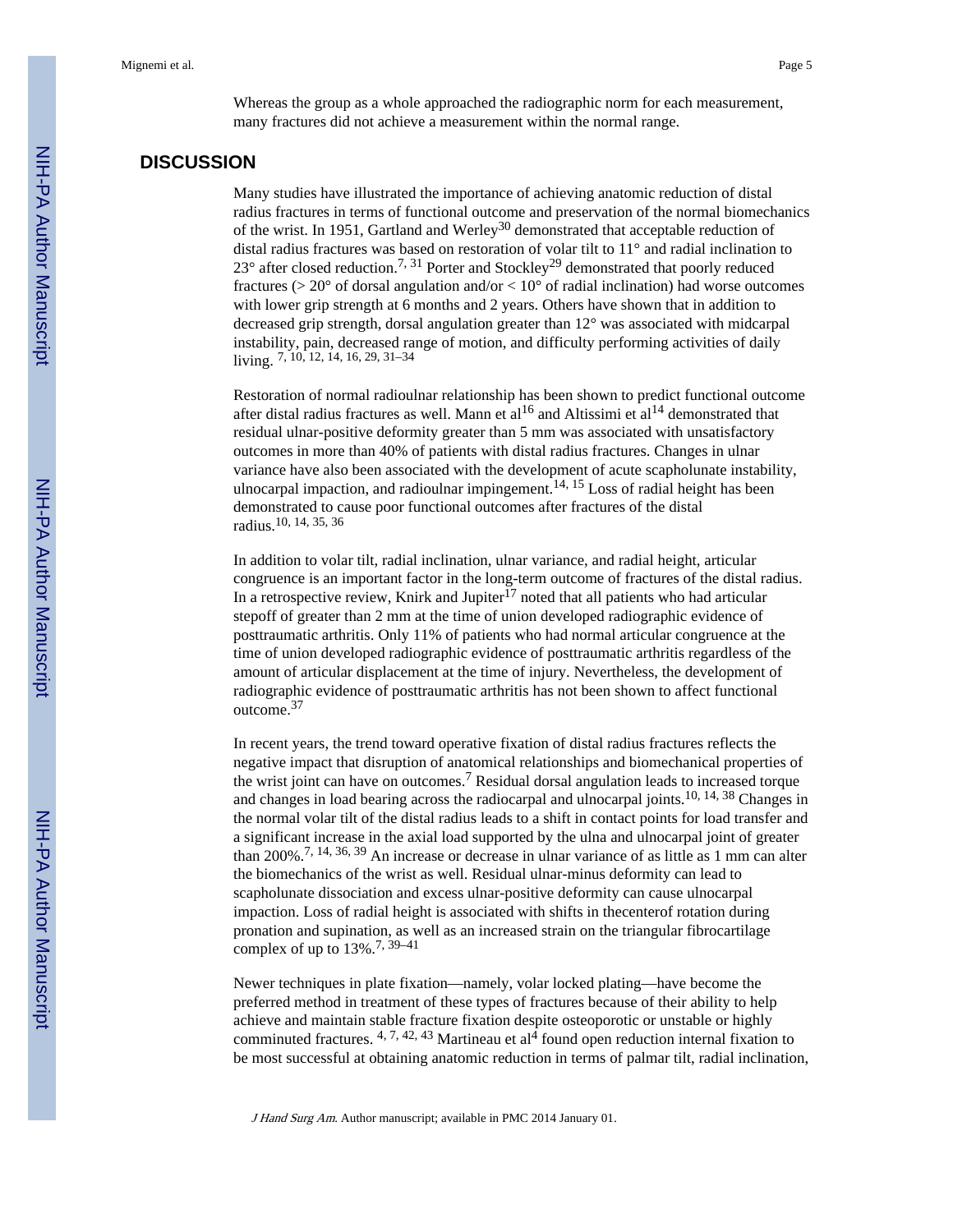Whereas the group as a whole approached the radiographic norm for each measurement, many fractures did not achieve a measurement within the normal range.

## DISCUSSION

Many studies have illustrated the importance of achieving anatomic reduction of distal radius fractures in terms of functional outcome and preservation of the normal biomechanics of the wrist. In 1951, Gartland and Werley[30] demonstrated that acceptable reduction of distal radius fractures was based on restoration of volar tilt to 11° and radial inclination to 23° after closed reduction.[7, 31] Porter and Stockley[29] demonstrated that poorly reduced fractures (> 20° of dorsal angulation and/or < 10° of radial inclination) had worse outcomes with lower grip strength at 6 months and 2 years. Others have shown that in addition to decreased grip strength, dorsal angulation greater than 12° was associated with midcarpal instability, pain, decreased range of motion, and difficulty performing activities of daily living. [7, 10, 12, 14, 16, 29, 31–34]

Restoration of normal radioulnar relationship has been shown to predict functional outcome after distal radius fractures as well. Mann et al[16] and Altissimi et al[14] demonstrated that residual ulnar-positive deformity greater than 5 mm was associated with unsatisfactory outcomes in more than 40% of patients with distal radius fractures. Changes in ulnar variance have also been associated with the development of acute scapholunate instability, ulnocarpal impaction, and radioulnar impingement.[14, 15] Loss of radial height has been demonstrated to cause poor functional outcomes after fractures of the distal radius.[10, 14, 35, 36]

In addition to volar tilt, radial inclination, ulnar variance, and radial height, articular congruence is an important factor in the long-term outcome of fractures of the distal radius. In a retrospective review, Knirk and Jupiter[17] noted that all patients who had articular stepoff of greater than 2 mm at the time of union developed radiographic evidence of posttraumatic arthritis. Only 11% of patients who had normal articular congruence at the time of union developed radiographic evidence of posttraumatic arthritis regardless of the amount of articular displacement at the time of injury. Nevertheless, the development of radiographic evidence of posttraumatic arthritis has not been shown to affect functional outcome.[37]

In recent years, the trend toward operative fixation of distal radius fractures reflects the negative impact that disruption of anatomical relationships and biomechanical properties of the wrist joint can have on outcomes.[7] Residual dorsal angulation leads to increased torque and changes in load bearing across the radiocarpal and ulnocarpal joints.[10, 14, 38] Changes in the normal volar tilt of the distal radius leads to a shift in contact points for load transfer and a significant increase in the axial load supported by the ulna and ulnocarpal joint of greater than 200%.[7, 14, 36, 39] An increase or decrease in ulnar variance of as little as 1 mm can alter the biomechanics of the wrist as well. Residual ulnar-minus deformity can lead to scapholunate dissociation and excess ulnar-positive deformity can cause ulnocarpal impaction. Loss of radial height is associated with shifts in thecenterof rotation during pronation and supination, as well as an increased strain on the triangular fibrocartilage complex of up to 13%.[7, 39–41]

Newer techniques in plate fixation—namely, volar locked plating—have become the preferred method in treatment of these types of fractures because of their ability to help achieve and maintain stable fracture fixation despite osteoporotic or unstable or highly comminuted fractures. [4, 7, 42, 43] Martineau et al[4] found open reduction internal fixation to be most successful at obtaining anatomic reduction in terms of palmar tilt, radial inclination,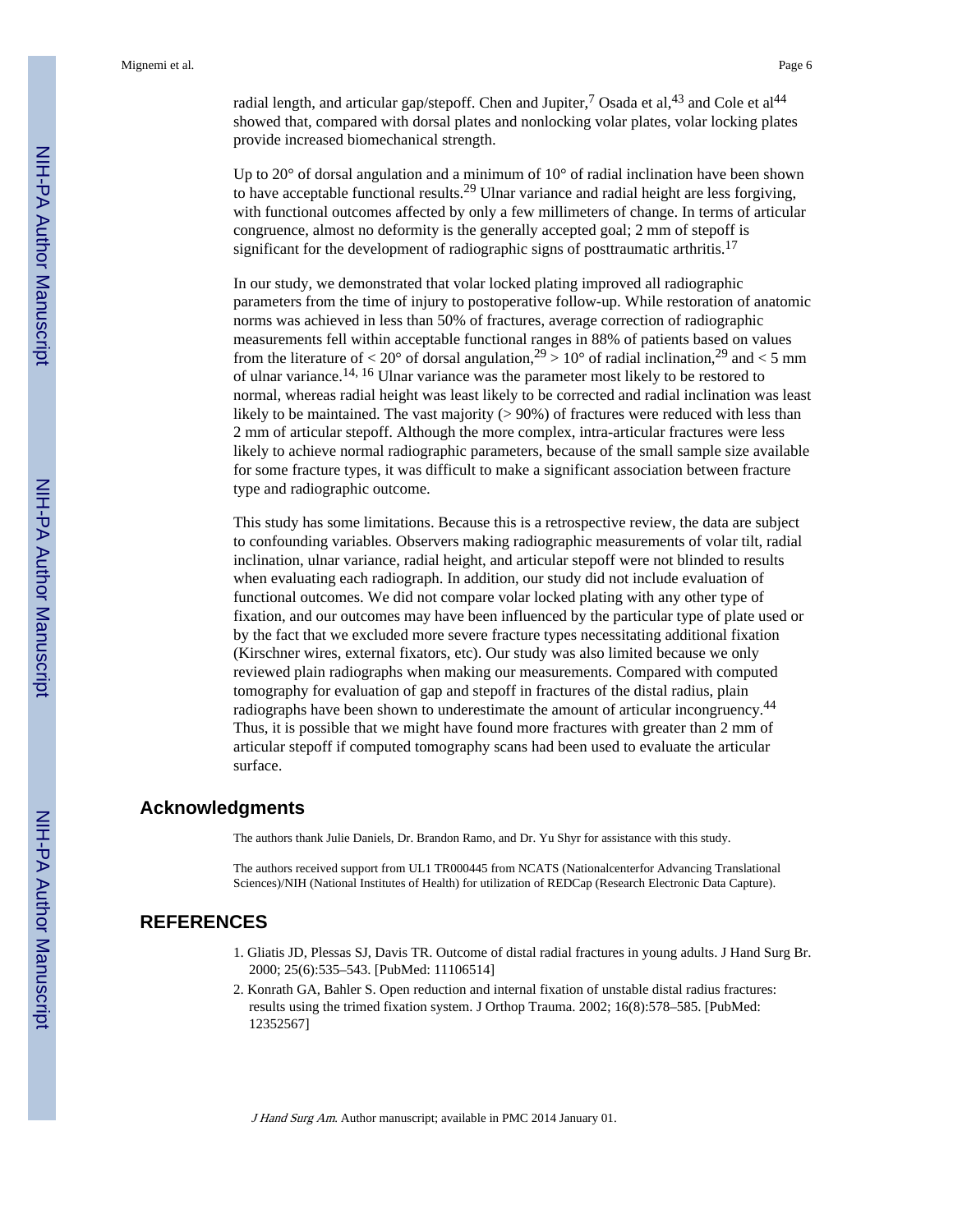radial length, and articular gap/stepoff. Chen and Jupiter,[7] Osada et al,[43] and Cole et al[44] showed that, compared with dorsal plates and nonlocking volar plates, volar locking plates provide increased biomechanical strength.

Up to 20° of dorsal angulation and a minimum of 10° of radial inclination have been shown to have acceptable functional results.[29] Ulnar variance and radial height are less forgiving, with functional outcomes affected by only a few millimeters of change. In terms of articular congruence, almost no deformity is the generally accepted goal; 2 mm of stepoff is significant for the development of radiographic signs of posttraumatic arthritis.[17]

In our study, we demonstrated that volar locked plating improved all radiographic parameters from the time of injury to postoperative follow-up. While restoration of anatomic norms was achieved in less than 50% of fractures, average correction of radiographic measurements fell within acceptable functional ranges in 88% of patients based on values from the literature of < 20° of dorsal angulation,[29] > 10° of radial inclination,[29] and < 5 mm of ulnar variance.[14, 16] Ulnar variance was the parameter most likely to be restored to normal, whereas radial height was least likely to be corrected and radial inclination was least likely to be maintained. The vast majority (> 90%) of fractures were reduced with less than 2 mm of articular stepoff. Although the more complex, intra-articular fractures were less likely to achieve normal radiographic parameters, because of the small sample size available for some fracture types, it was difficult to make a significant association between fracture type and radiographic outcome.

This study has some limitations. Because this is a retrospective review, the data are subject to confounding variables. Observers making radiographic measurements of volar tilt, radial inclination, ulnar variance, radial height, and articular stepoff were not blinded to results when evaluating each radiograph. In addition, our study did not include evaluation of functional outcomes. We did not compare volar locked plating with any other type of fixation, and our outcomes may have been influenced by the particular type of plate used or by the fact that we excluded more severe fracture types necessitating additional fixation (Kirschner wires, external fixators, etc). Our study was also limited because we only reviewed plain radiographs when making our measurements. Compared with computed tomography for evaluation of gap and stepoff in fractures of the distal radius, plain radiographs have been shown to underestimate the amount of articular incongruency.[44] Thus, it is possible that we might have found more fractures with greater than 2 mm of articular stepoff if computed tomography scans had been used to evaluate the articular surface.

## Acknowledgments

The authors thank Julie Daniels, Dr. Brandon Ramo, and Dr. Yu Shyr for assistance with this study.

The authors received support from UL1 TR000445 from NCATS (Nationalcenterfor Advancing Translational Sciences)/NIH (National Institutes of Health) for utilization of REDCap (Research Electronic Data Capture).

## REFERENCES

1. Gliatis JD, Plessas SJ, Davis TR. Outcome of distal radial fractures in young adults. J Hand Surg Br. 2000; 25(6):535–543. [PubMed: 11106514]
2. Konrath GA, Bahler S. Open reduction and internal fixation of unstable distal radius fractures: results using the trimed fixation system. J Orthop Trauma. 2002; 16(8):578–585. [PubMed: 12352567]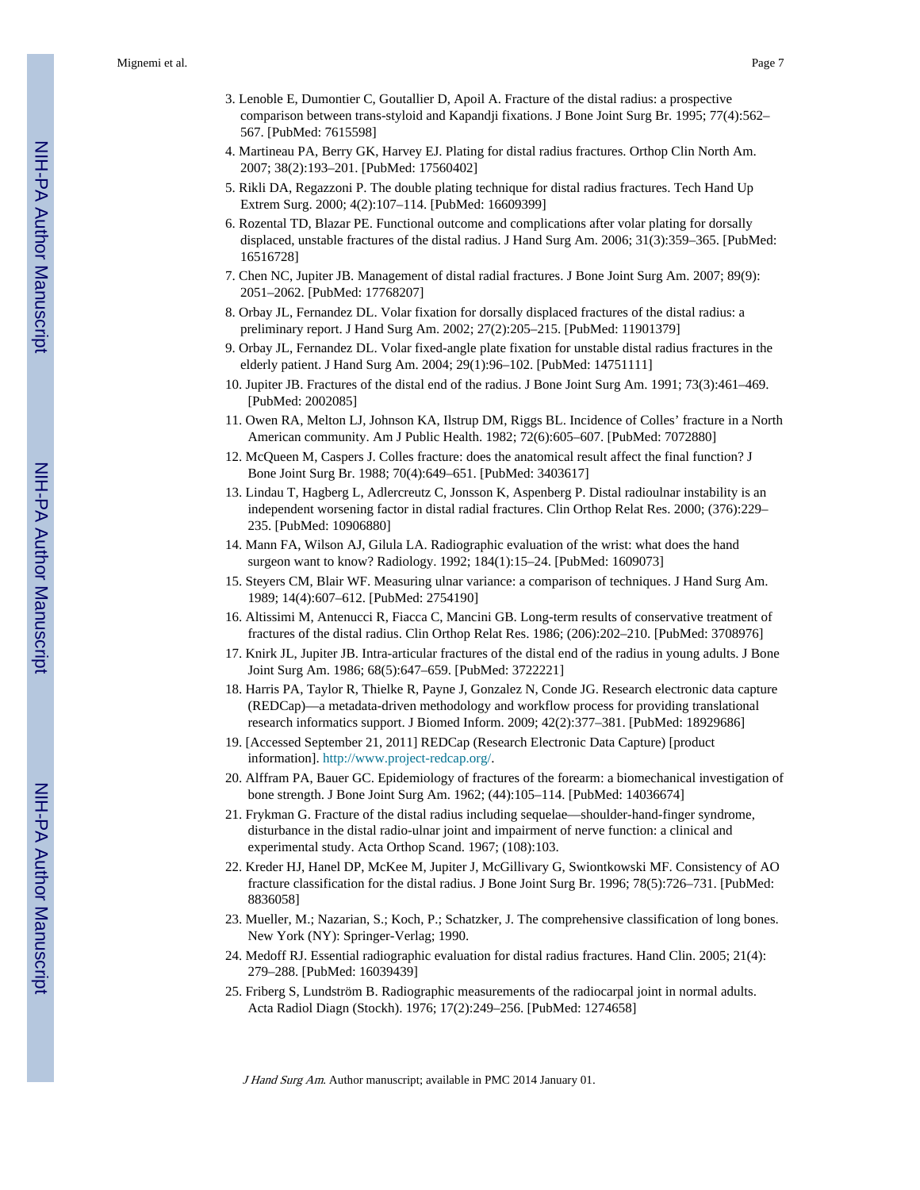3. Lenoble E, Dumontier C, Goutallier D, Apoil A. Fracture of the distal radius: a prospective comparison between trans-styloid and Kapandji fixations. J Bone Joint Surg Br. 1995; 77(4):562–567. [PubMed: 7615598]
4. Martineau PA, Berry GK, Harvey EJ. Plating for distal radius fractures. Orthop Clin North Am. 2007; 38(2):193–201. [PubMed: 17560402]
5. Rikli DA, Regazzoni P. The double plating technique for distal radius fractures. Tech Hand Up Extrem Surg. 2000; 4(2):107–114. [PubMed: 16609399]
6. Rozental TD, Blazar PE. Functional outcome and complications after volar plating for dorsally displaced, unstable fractures of the distal radius. J Hand Surg Am. 2006; 31(3):359–365. [PubMed: 16516728]
7. Chen NC, Jupiter JB. Management of distal radial fractures. J Bone Joint Surg Am. 2007; 89(9): 2051–2062. [PubMed: 17768207]
8. Orbay JL, Fernandez DL. Volar fixation for dorsally displaced fractures of the distal radius: a preliminary report. J Hand Surg Am. 2002; 27(2):205–215. [PubMed: 11901379]
9. Orbay JL, Fernandez DL. Volar fixed-angle plate fixation for unstable distal radius fractures in the elderly patient. J Hand Surg Am. 2004; 29(1):96–102. [PubMed: 14751111]
10. Jupiter JB. Fractures of the distal end of the radius. J Bone Joint Surg Am. 1991; 73(3):461–469. [PubMed: 2002085]
11. Owen RA, Melton LJ, Johnson KA, Ilstrup DM, Riggs BL. Incidence of Colles' fracture in a North American community. Am J Public Health. 1982; 72(6):605–607. [PubMed: 7072880]
12. McQueen M, Caspers J. Colles fracture: does the anatomical result affect the final function? J Bone Joint Surg Br. 1988; 70(4):649–651. [PubMed: 3403617]
13. Lindau T, Hagberg L, Adlercreutz C, Jonsson K, Aspenberg P. Distal radioulnar instability is an independent worsening factor in distal radial fractures. Clin Orthop Relat Res. 2000; (376):229–235. [PubMed: 10906880]
14. Mann FA, Wilson AJ, Gilula LA. Radiographic evaluation of the wrist: what does the hand surgeon want to know? Radiology. 1992; 184(1):15–24. [PubMed: 1609073]
15. Steyers CM, Blair WF. Measuring ulnar variance: a comparison of techniques. J Hand Surg Am. 1989; 14(4):607–612. [PubMed: 2754190]
16. Altissimi M, Antenucci R, Fiacca C, Mancini GB. Long-term results of conservative treatment of fractures of the distal radius. Clin Orthop Relat Res. 1986; (206):202–210. [PubMed: 3708976]
17. Knirk JL, Jupiter JB. Intra-articular fractures of the distal end of the radius in young adults. J Bone Joint Surg Am. 1986; 68(5):647–659. [PubMed: 3722221]
18. Harris PA, Taylor R, Thielke R, Payne J, Gonzalez N, Conde JG. Research electronic data capture (REDCap)—a metadata-driven methodology and workflow process for providing translational research informatics support. J Biomed Inform. 2009; 42(2):377–381. [PubMed: 18929686]
19. [Accessed September 21, 2011] REDCap (Research Electronic Data Capture) [product information]. http://www.project-redcap.org/.
20. Alffram PA, Bauer GC. Epidemiology of fractures of the forearm: a biomechanical investigation of bone strength. J Bone Joint Surg Am. 1962; (44):105–114. [PubMed: 14036674]
21. Frykman G. Fracture of the distal radius including sequelae—shoulder-hand-finger syndrome, disturbance in the distal radio-ulnar joint and impairment of nerve function: a clinical and experimental study. Acta Orthop Scand. 1967; (108):103.
22. Kreder HJ, Hanel DP, McKee M, Jupiter J, McGillivary G, Swiontkowski MF. Consistency of AO fracture classification for the distal radius. J Bone Joint Surg Br. 1996; 78(5):726–731. [PubMed: 8836058]
23. Mueller, M.; Nazarian, S.; Koch, P.; Schatzker, J. The comprehensive classification of long bones. New York (NY): Springer-Verlag; 1990.
24. Medoff RJ. Essential radiographic evaluation for distal radius fractures. Hand Clin. 2005; 21(4): 279–288. [PubMed: 16039439]
25. Friberg S, Lundström B. Radiographic measurements of the radiocarpal joint in normal adults. Acta Radiol Diagn (Stockh). 1976; 17(2):249–256. [PubMed: 1274658]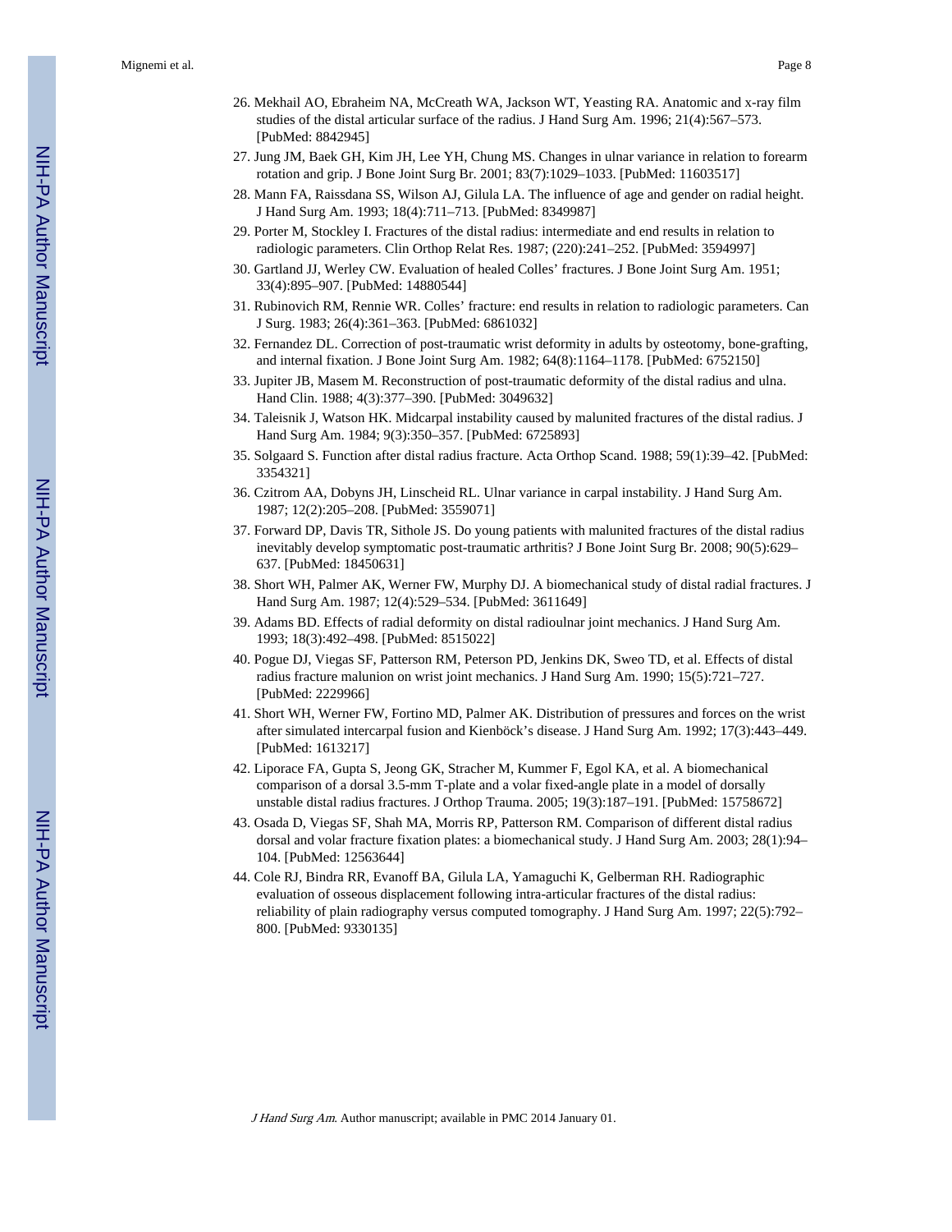26. Mekhail AO, Ebraheim NA, McCreath WA, Jackson WT, Yeasting RA. Anatomic and x-ray film studies of the distal articular surface of the radius. J Hand Surg Am. 1996; 21(4):567–573. [PubMed: 8842945]
27. Jung JM, Baek GH, Kim JH, Lee YH, Chung MS. Changes in ulnar variance in relation to forearm rotation and grip. J Bone Joint Surg Br. 2001; 83(7):1029–1033. [PubMed: 11603517]
28. Mann FA, Raissdana SS, Wilson AJ, Gilula LA. The influence of age and gender on radial height. J Hand Surg Am. 1993; 18(4):711–713. [PubMed: 8349987]
29. Porter M, Stockley I. Fractures of the distal radius: intermediate and end results in relation to radiologic parameters. Clin Orthop Relat Res. 1987; (220):241–252. [PubMed: 3594997]
30. Gartland JJ, Werley CW. Evaluation of healed Colles' fractures. J Bone Joint Surg Am. 1951; 33(4):895–907. [PubMed: 14880544]
31. Rubinovich RM, Rennie WR. Colles' fracture: end results in relation to radiologic parameters. Can J Surg. 1983; 26(4):361–363. [PubMed: 6861032]
32. Fernandez DL. Correction of post-traumatic wrist deformity in adults by osteotomy, bone-grafting, and internal fixation. J Bone Joint Surg Am. 1982; 64(8):1164–1178. [PubMed: 6752150]
33. Jupiter JB, Masem M. Reconstruction of post-traumatic deformity of the distal radius and ulna. Hand Clin. 1988; 4(3):377–390. [PubMed: 3049632]
34. Taleisnik J, Watson HK. Midcarpal instability caused by malunited fractures of the distal radius. J Hand Surg Am. 1984; 9(3):350–357. [PubMed: 6725893]
35. Solgaard S. Function after distal radius fracture. Acta Orthop Scand. 1988; 59(1):39–42. [PubMed: 3354321]
36. Czitrom AA, Dobyns JH, Linscheid RL. Ulnar variance in carpal instability. J Hand Surg Am. 1987; 12(2):205–208. [PubMed: 3559071]
37. Forward DP, Davis TR, Sithole JS. Do young patients with malunited fractures of the distal radius inevitably develop symptomatic post-traumatic arthritis? J Bone Joint Surg Br. 2008; 90(5):629–637. [PubMed: 18450631]
38. Short WH, Palmer AK, Werner FW, Murphy DJ. A biomechanical study of distal radial fractures. J Hand Surg Am. 1987; 12(4):529–534. [PubMed: 3611649]
39. Adams BD. Effects of radial deformity on distal radioulnar joint mechanics. J Hand Surg Am. 1993; 18(3):492–498. [PubMed: 8515022]
40. Pogue DJ, Viegas SF, Patterson RM, Peterson PD, Jenkins DK, Sweo TD, et al. Effects of distal radius fracture malunion on wrist joint mechanics. J Hand Surg Am. 1990; 15(5):721–727. [PubMed: 2229966]
41. Short WH, Werner FW, Fortino MD, Palmer AK. Distribution of pressures and forces on the wrist after simulated intercarpal fusion and Kienböck's disease. J Hand Surg Am. 1992; 17(3):443–449. [PubMed: 1613217]
42. Liporace FA, Gupta S, Jeong GK, Stracher M, Kummer F, Egol KA, et al. A biomechanical comparison of a dorsal 3.5-mm T-plate and a volar fixed-angle plate in a model of dorsally unstable distal radius fractures. J Orthop Trauma. 2005; 19(3):187–191. [PubMed: 15758672]
43. Osada D, Viegas SF, Shah MA, Morris RP, Patterson RM. Comparison of different distal radius dorsal and volar fracture fixation plates: a biomechanical study. J Hand Surg Am. 2003; 28(1):94–104. [PubMed: 12563644]
44. Cole RJ, Bindra RR, Evanoff BA, Gilula LA, Yamaguchi K, Gelberman RH. Radiographic evaluation of osseous displacement following intra-articular fractures of the distal radius: reliability of plain radiography versus computed tomography. J Hand Surg Am. 1997; 22(5):792–800. [PubMed: 9330135]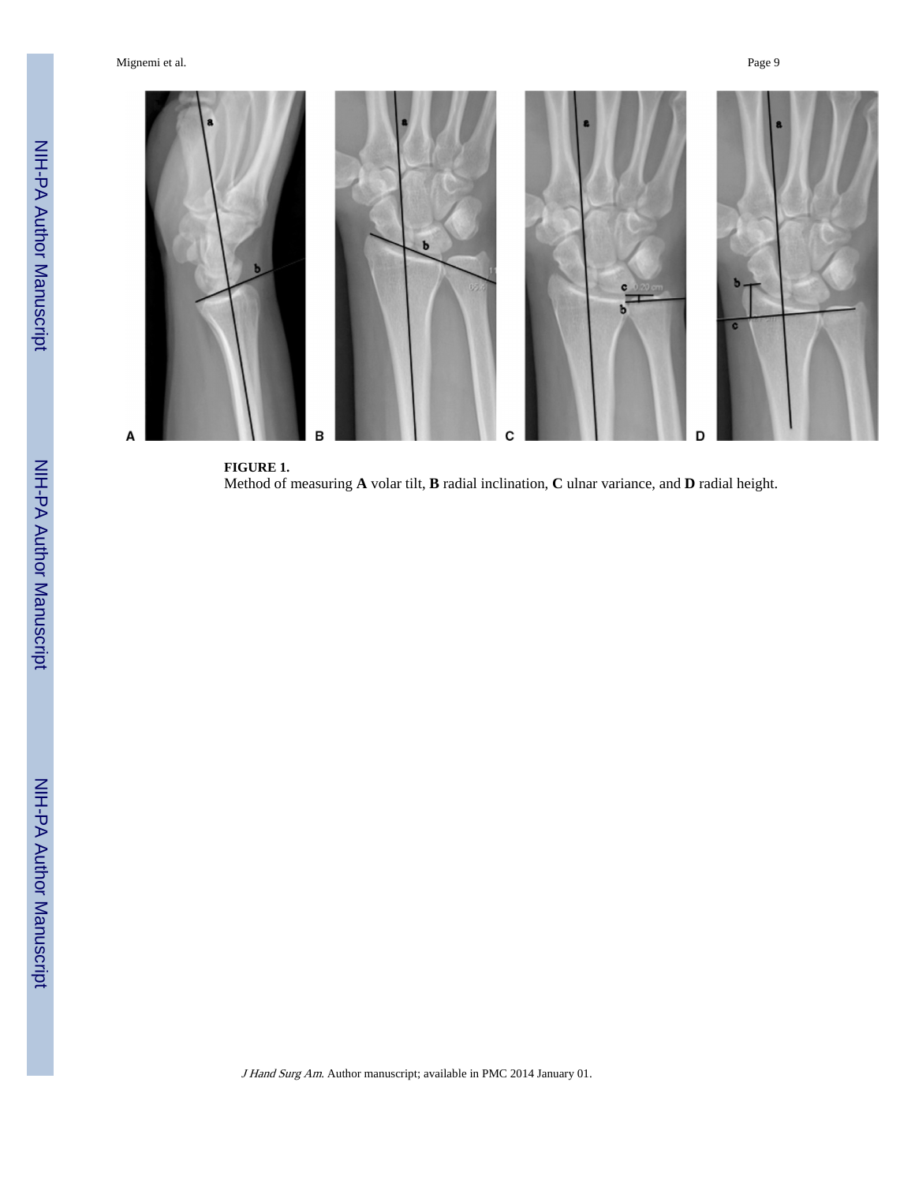**FIGURE 1.**

Method of measuring **A** volar tilt, **B** radial inclination, **C** ulnar variance, and **D** radial height.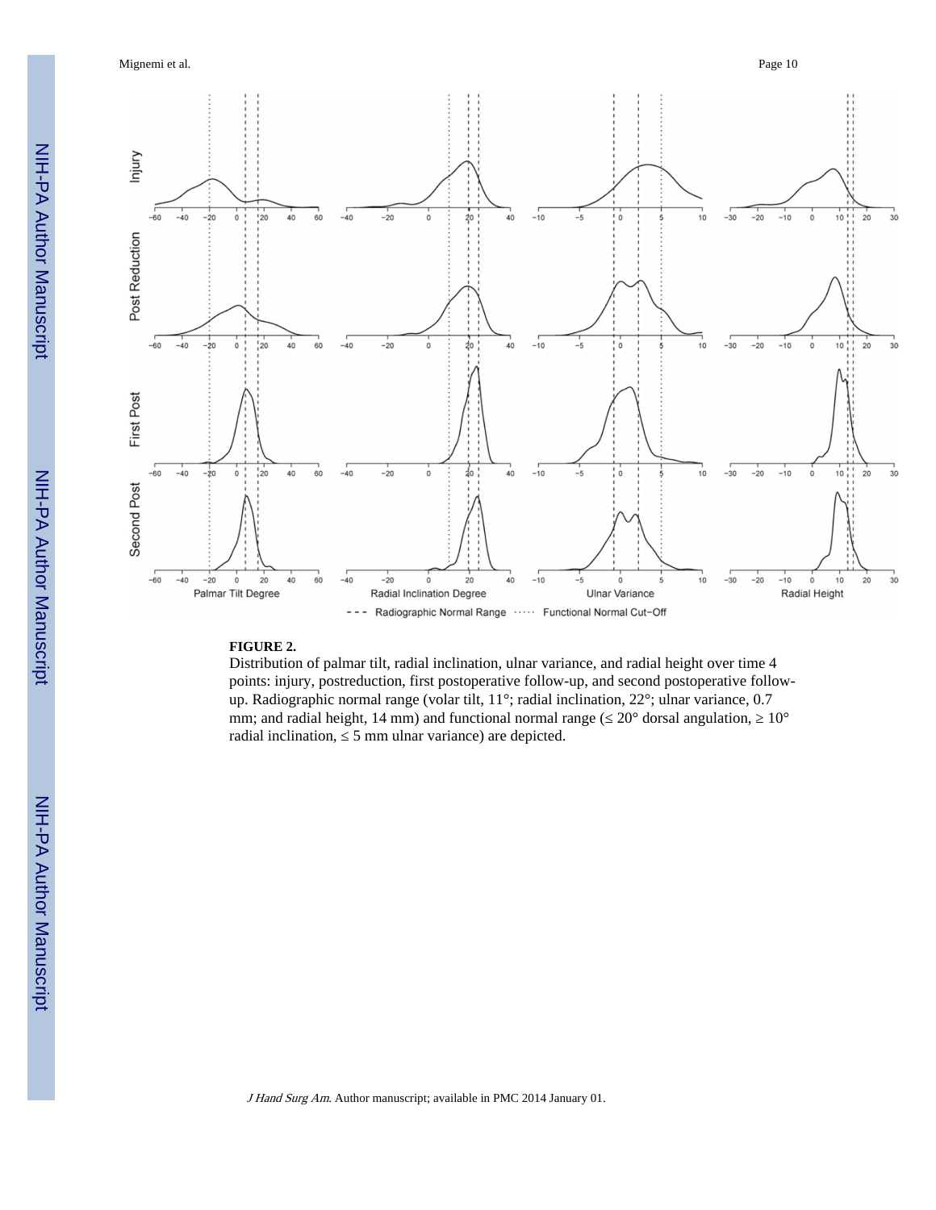**FIGURE 2.**

Distribution of palmar tilt, radial inclination, ulnar variance, and radial height over time 4 points: injury, postreduction, first postoperative follow-up, and second postoperative follow-up. Radiographic normal range (volar tilt, 11°; radial inclination, 22°; ulnar variance, 0.7 mm; and radial height, 14 mm) and functional normal range (≤ 20° dorsal angulation, ≥ 10° radial inclination, ≤ 5 mm ulnar variance) are depicted.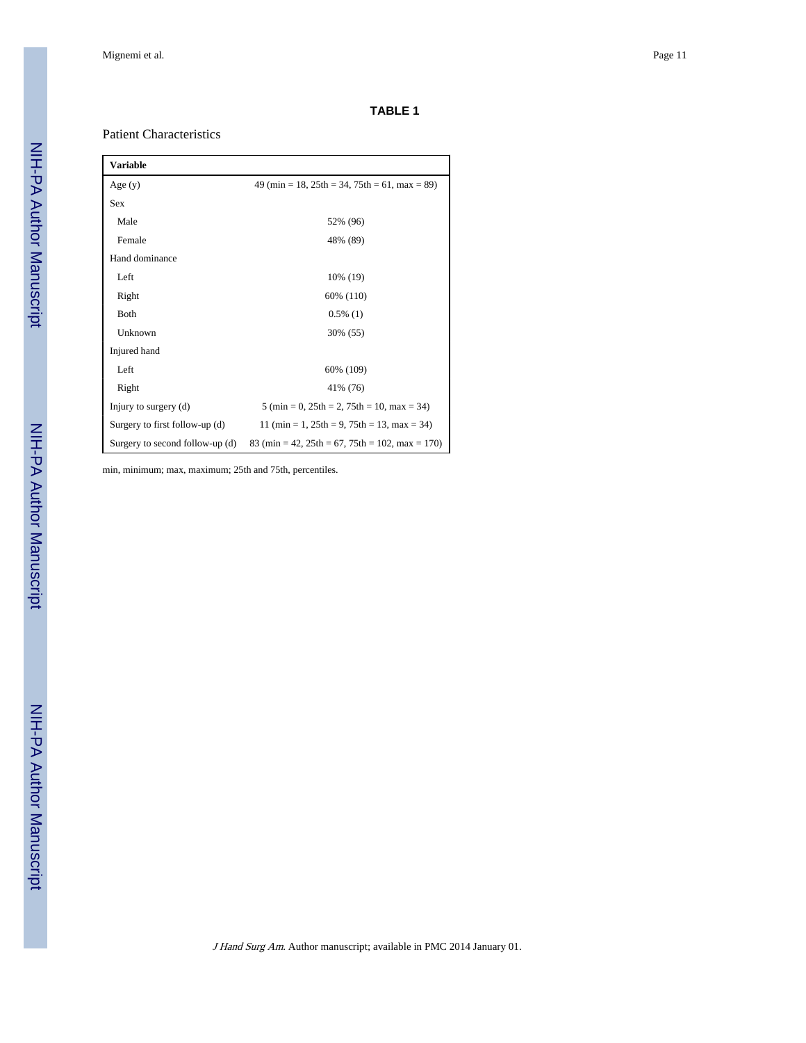**TABLE 1**

Patient Characteristics

| Variable | |
|---|---|
| Age (y) | 49 (min = 18, 25th = 34, 75th = 61, max = 89) |
| Sex | |
| Male | 52% (96) |
| Female | 48% (89) |
| Hand dominance | |
| Left | 10% (19) |
| Right | 60% (110) |
| Both | 0.5% (1) |
| Unknown | 30% (55) |
| Injured hand | |
| Left | 60% (109) |
| Right | 41% (76) |
| Injury to surgery (d) | 5 (min = 0, 25th = 2, 75th = 10, max = 34) |
| Surgery to first follow-up (d) | 11 (min = 1, 25th = 9, 75th = 13, max = 34) |
| Surgery to second follow-up (d) | 83 (min = 42, 25th = 67, 75th = 102, max = 170) |

min, minimum; max, maximum; 25th and 75th, percentiles.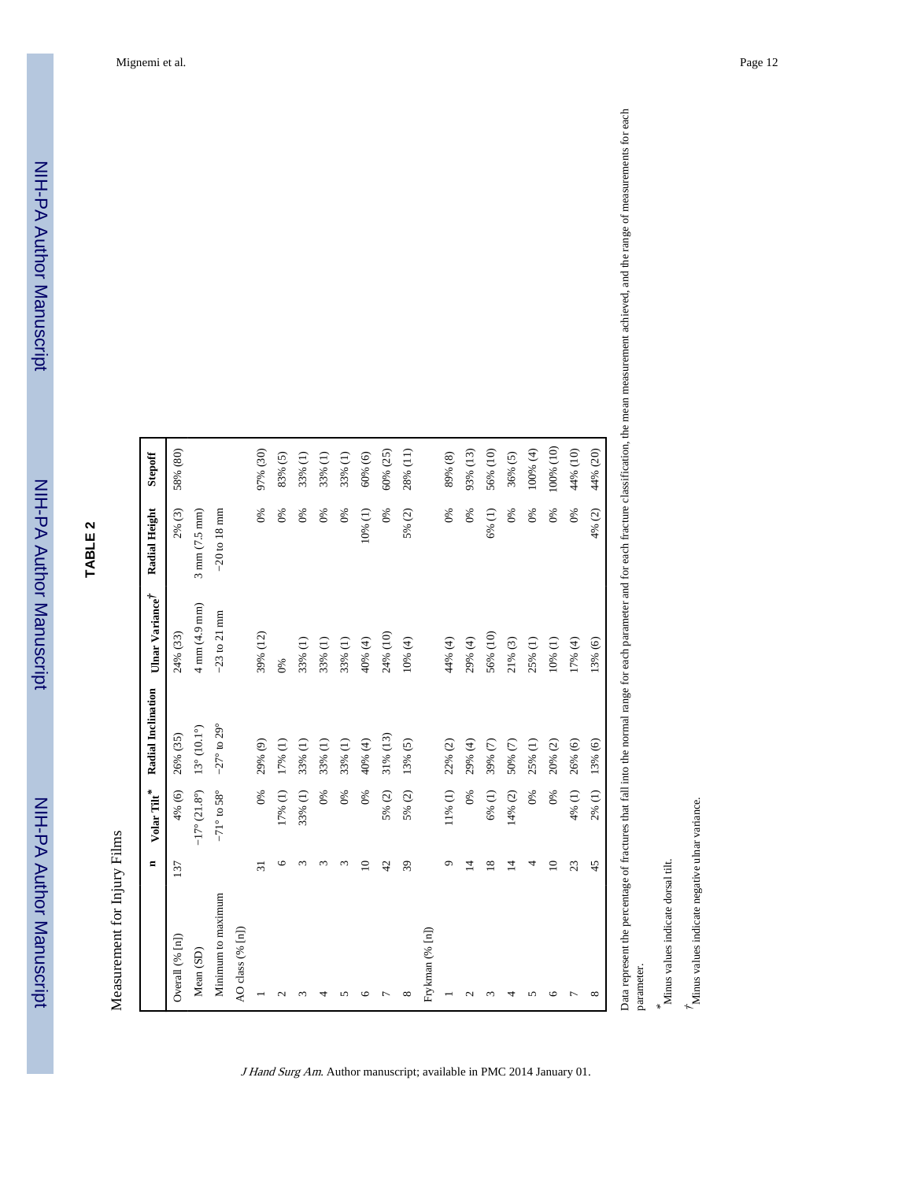## TABLE 2

Measurement for Injury Films

| | n | Volar Tilt* | Radial Inclination | Ulnar Variance† | Radial Height | Stepoff |
|---|---|---|---|---|---|---|
| Overall (% [n]) | 137 | 4% (6) | 26% (35) | 24% (33) | 2% (3) | 58% (80) |
| Mean (SD) | | −17° (21.8°) | 13° (10.1°) | 4 mm (4.9 mm) | 3 mm (7.5 mm) | |
| Minimum to maximum | | −71° to 58° | −27° to 29° | −23 to 21 mm | −20 to 18 mm | |
| AO class (% [n]) | | | | | | |
| 1 | 31 | 0% | 29% (9) | 39% (12) | 0% | 97% (30) |
| 2 | 6 | 17% (1) | 17% (1) | 0% | 0% | 83% (5) |
| 3 | 3 | 33% (1) | 33% (1) | 33% (1) | 0% | 33% (1) |
| 4 | 3 | 0% | 33% (1) | 33% (1) | 0% | 33% (1) |
| 5 | 3 | 0% | 33% (1) | 33% (1) | 0% | 33% (1) |
| 6 | 10 | 0% | 40% (4) | 40% (4) | 10% (1) | 60% (6) |
| 7 | 42 | 5% (2) | 31% (13) | 24% (10) | 0% | 60% (25) |
| 8 | 39 | 5% (2) | 13% (5) | 10% (4) | 5% (2) | 28% (11) |
| Frykman (% [n]) | | | | | | |
| 1 | 9 | 11% (1) | 22% (2) | 44% (4) | 0% | 89% (8) |
| 2 | 14 | 0% | 29% (4) | 29% (4) | 0% | 93% (13) |
| 3 | 18 | 6% (1) | 39% (7) | 56% (10) | 6% (1) | 56% (10) |
| 4 | 14 | 14% (2) | 50% (7) | 21% (3) | 0% | 36% (5) |
| 5 | 4 | 0% | 25% (1) | 25% (1) | 0% | 100% (4) |
| 6 | 10 | 0% | 20% (2) | 10% (1) | 0% | 100% (10) |
| 7 | 23 | 4% (1) | 26% (6) | 17% (4) | 0% | 44% (10) |
| 8 | 45 | 2% (1) | 13% (6) | 13% (6) | 4% (2) | 44% (20) |

Data represent the percentage of fractures that fall into the normal range for each parameter and for each fracture classification, the mean measurement achieved, and the range of measurements for each parameter.

*Minus values indicate dorsal tilt.

†Minus values indicate negative ulnar variance.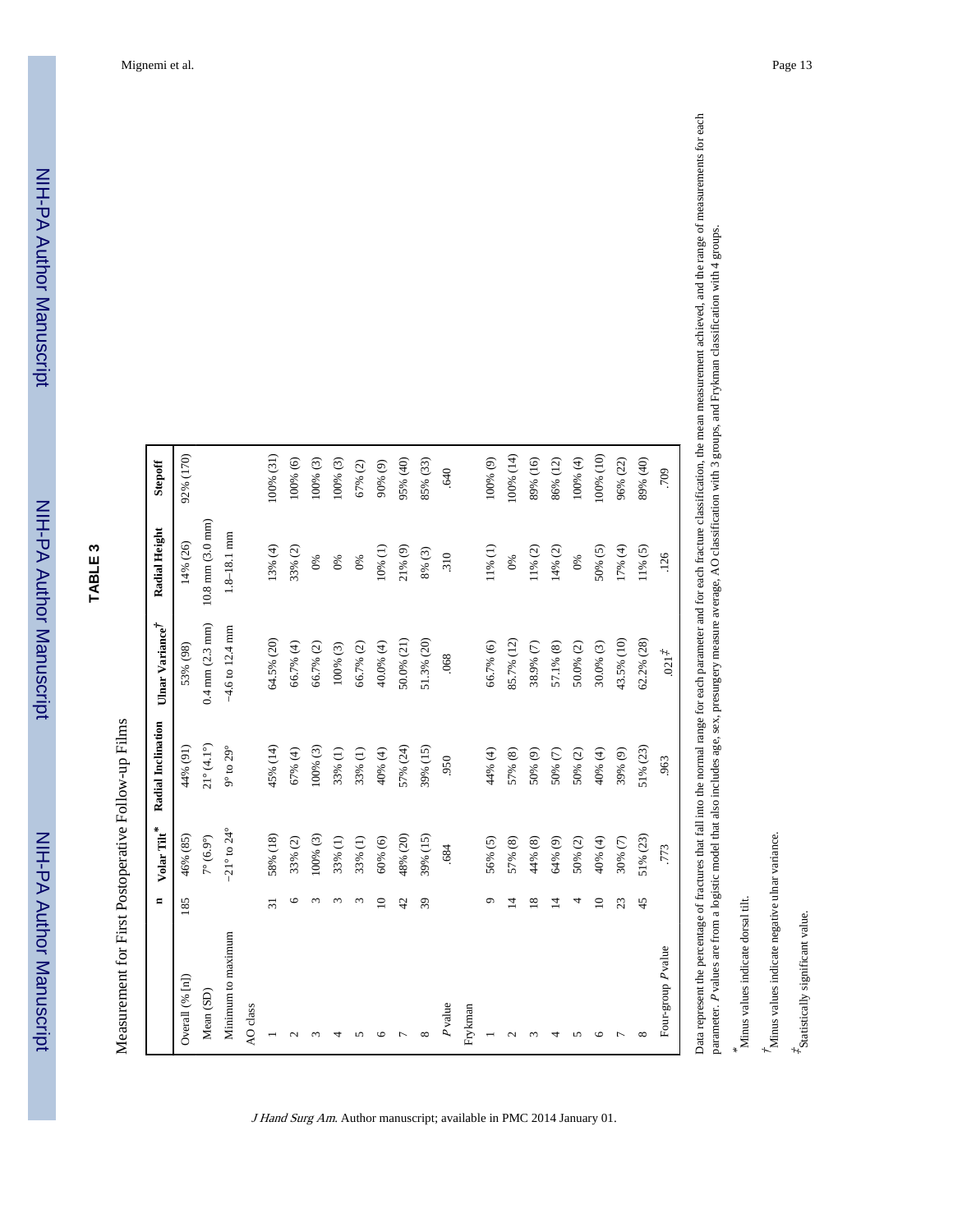# TABLE 3

Measurement for First Postoperative Follow-up Films

|  | n | Volar Tilt* | Radial Inclination | Ulnar Variance† | Radial Height | Stepoff |
|---|---|---|---|---|---|---|
| Overall (% [n]) | 185 | 46% (85) | 44% (91) | 53% (98) | 14% (26) | 92% (170) |
| Mean (SD) |  | 7° (6.9°) | 21° (4.1°) | 0.4 mm (2.3 mm) | 10.8 mm (3.0 mm) |  |
| Minimum to maximum |  | −21° to 24° | 9° to 29° | −4.6 to 12.4 mm | 1.8–18.1 mm |  |
| AO class |  |  |  |  |  |  |
| 1 | 31 | 58% (18) | 45% (14) | 64.5% (20) | 13% (4) | 100% (31) |
| 2 | 6 | 33% (2) | 67% (4) | 66.7% (4) | 33% (2) | 100% (6) |
| 3 | 3 | 100% (3) | 100% (3) | 66.7% (2) | 0% | 100% (3) |
| 4 | 3 | 33% (1) | 33% (1) | 100% (3) | 0% | 100% (3) |
| 5 | 3 | 33% (1) | 33% (1) | 66.7% (2) | 0% | 67% (2) |
| 6 | 10 | 60% (6) | 40% (4) | 40.0% (4) | 10% (1) | 90% (9) |
| 7 | 42 | 48% (20) | 57% (24) | 50.0% (21) | 21% (9) | 95% (40) |
| 8 | 39 | 39% (15) | 39% (15) | 51.3% (20) | 8% (3) | 85% (33) |
| *P* value |  | .684 | .950 | .068 | .310 | .640 |
| Frykman |  |  |  |  |  |  |
| 1 | 9 | 56% (5) | 44% (4) | 66.7% (6) | 11% (1) | 100% (9) |
| 2 | 14 | 57% (8) | 57% (8) | 85.7% (12) | 0% | 100% (14) |
| 3 | 18 | 44% (8) | 50% (9) | 38.9% (7) | 11% (2) | 89% (16) |
| 4 | 14 | 64% (9) | 50% (7) | 57.1% (8) | 14% (2) | 86% (12) |
| 5 | 4 | 50% (2) | 50% (2) | 50.0% (2) | 0% | 100% (4) |
| 6 | 10 | 40% (4) | 40% (4) | 30.0% (3) | 50% (5) | 100% (10) |
| 7 | 23 | 30% (7) | 39% (9) | 43.5% (10) | 17% (4) | 96% (22) |
| 8 | 45 | 51% (23) | 51% (23) | 62.2% (28) | 11% (5) | 89% (40) |
| Four-group *P* value |  | .773 | .963 | .021‡ | .126 | .709 |

Data represent the percentage of fractures that fall into the normal range for each parameter and for each fracture classification, the mean measurement achieved, and the range of measurements for each parameter. *P* values are from a logistic model that also includes age, sex, presurgery measure average, AO classification with 3 groups, and Frykman classification with 4 groups.

*Minus values indicate dorsal tilt.

†Minus values indicate negative ulnar variance.

‡Statistically significant value.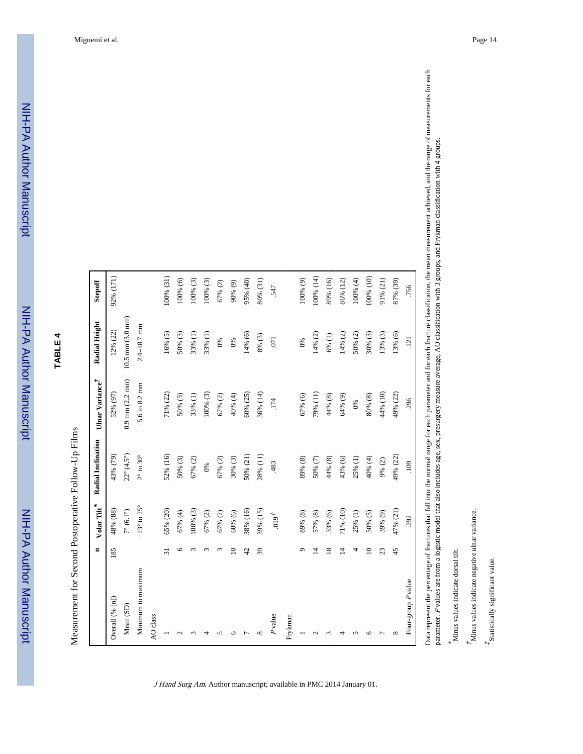## TABLE 4

Measurement for Second Postoperative Follow-Up Films

| | n | Volar Tilt* | Radial Inclination | Ulnar Variance† | Radial Height | Stepoff |
|---|---|---|---|---|---|---|
| Overall (% [n]) | 185 | 48% (88) | 43% (79) | 52% (97) | 12% (22) | 92% (171) |
| Mean (SD) | | 7° (6.1°) | 22° (4.5°) | 0.9 mm (2.2 mm) | 10.5 mm (3.0 mm) | |
| Minimum to maximum | | −13° to 25° | 2° to 30° | −5.6 to 8.2 mm | 2.4–18.7 mm | |
| AO class | | | | | | |
| 1 | 31 | 65% (20) | 52% (16) | 71% (22) | 16% (5) | 100% (31) |
| 2 | 6 | 67% (4) | 50% (3) | 50% (3) | 50% (3) | 100% (6) |
| 3 | 3 | 100% (3) | 67% (2) | 33% (1) | 33% (1) | 100% (3) |
| 4 | 3 | 67% (2) | 0% | 100% (3) | 33% (1) | 100% (3) |
| 5 | 3 | 67% (2) | 67% (2) | 67% (2) | 0% | 67% (2) |
| 6 | 10 | 60% (6) | 30% (3) | 40% (4) | 0% | 90% (9) |
| 7 | 42 | 38% (16) | 50% (21) | 60% (25) | 14% (6) | 95% (40) |
| 8 | 39 | 39% (15) | 28% (11) | 36% (14) | 8% (3) | 80% (31) |
| *P* value | | .019‡ | .483 | .174 | .071 | .547 |
| Frykman | | | | | | |
| 1 | 9 | 89% (8) | 89% (8) | 67% (6) | 0% | 100% (9) |
| 2 | 14 | 57% (8) | 50% (7) | 79% (11) | 14% (2) | 100% (14) |
| 3 | 18 | 33% (6) | 44% (8) | 44% (8) | 6% (1) | 89% (16) |
| 4 | 14 | 71% (10) | 43% (6) | 64% (9) | 14% (2) | 86% (12) |
| 5 | 4 | 25% (1) | 25% (1) | 0% | 50% (2) | 100% (4) |
| 6 | 10 | 50% (5) | 40% (4) | 80% (8) | 30% (3) | 100% (10) |
| 7 | 23 | 39% (9) | 9% (2) | 44% (10) | 13% (3) | 91% (21) |
| 8 | 45 | 47% (21) | 49% (22) | 49% (22) | 13% (6) | 87% (39) |
| Four-group *P* value | | .292 | .109 | .296 | .121 | .756 |

Data represent the percentage of fractures that fall into the normal range for each parameter and for each fracture classification, the mean measurement achieved, and the range of measurements for each parameter. *P* values are from a logistic model that also includes age, sex, presurgery measure average, AO classification with 3 groups, and Frykman classification with 4 groups.

\* Minus values indicate dorsal tilt.

† Minus values indicate negative ulnar variance.

‡ Statistically significant value.